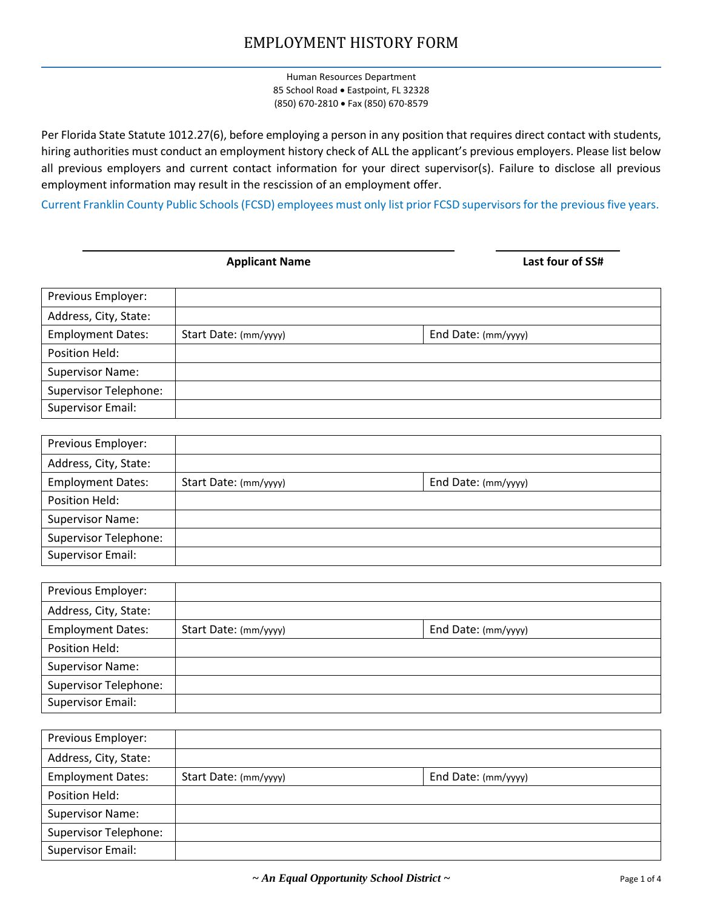# EMPLOYMENT HISTORY FORM

Human Resources Department
85 School Road • Eastpoint, FL 32328
(850) 670-2810 • Fax (850) 670-8579

Per Florida State Statute 1012.27(6), before employing a person in any position that requires direct contact with students, hiring authorities must conduct an employment history check of ALL the applicant's previous employers. Please list below all previous employers and current contact information for your direct supervisor(s). Failure to disclose all previous employment information may result in the rescission of an employment offer.

Current Franklin County Public Schools (FCSD) employees must only list prior FCSD supervisors for the previous five years.

_______________________________________ &nbsp;&nbsp;&nbsp;&nbsp; ______________

**Applicant Name** &nbsp;&nbsp;&nbsp;&nbsp; **Last four of SS#**

| Previous Employer: | | |
|---|---|---|
| Address, City, State: | | |
| Employment Dates: | Start Date: (mm/yyyy) | End Date: (mm/yyyy) |
| Position Held: | | |
| Supervisor Name: | | |
| Supervisor Telephone: | | |
| Supervisor Email: | | |

| Previous Employer: | | |
|---|---|---|
| Address, City, State: | | |
| Employment Dates: | Start Date: (mm/yyyy) | End Date: (mm/yyyy) |
| Position Held: | | |
| Supervisor Name: | | |
| Supervisor Telephone: | | |
| Supervisor Email: | | |

| Previous Employer: | | |
|---|---|---|
| Address, City, State: | | |
| Employment Dates: | Start Date: (mm/yyyy) | End Date: (mm/yyyy) |
| Position Held: | | |
| Supervisor Name: | | |
| Supervisor Telephone: | | |
| Supervisor Email: | | |

| Previous Employer: | | |
|---|---|---|
| Address, City, State: | | |
| Employment Dates: | Start Date: (mm/yyyy) | End Date: (mm/yyyy) |
| Position Held: | | |
| Supervisor Name: | | |
| Supervisor Telephone: | | |
| Supervisor Email: | | |

***~ An Equal Opportunity School District ~***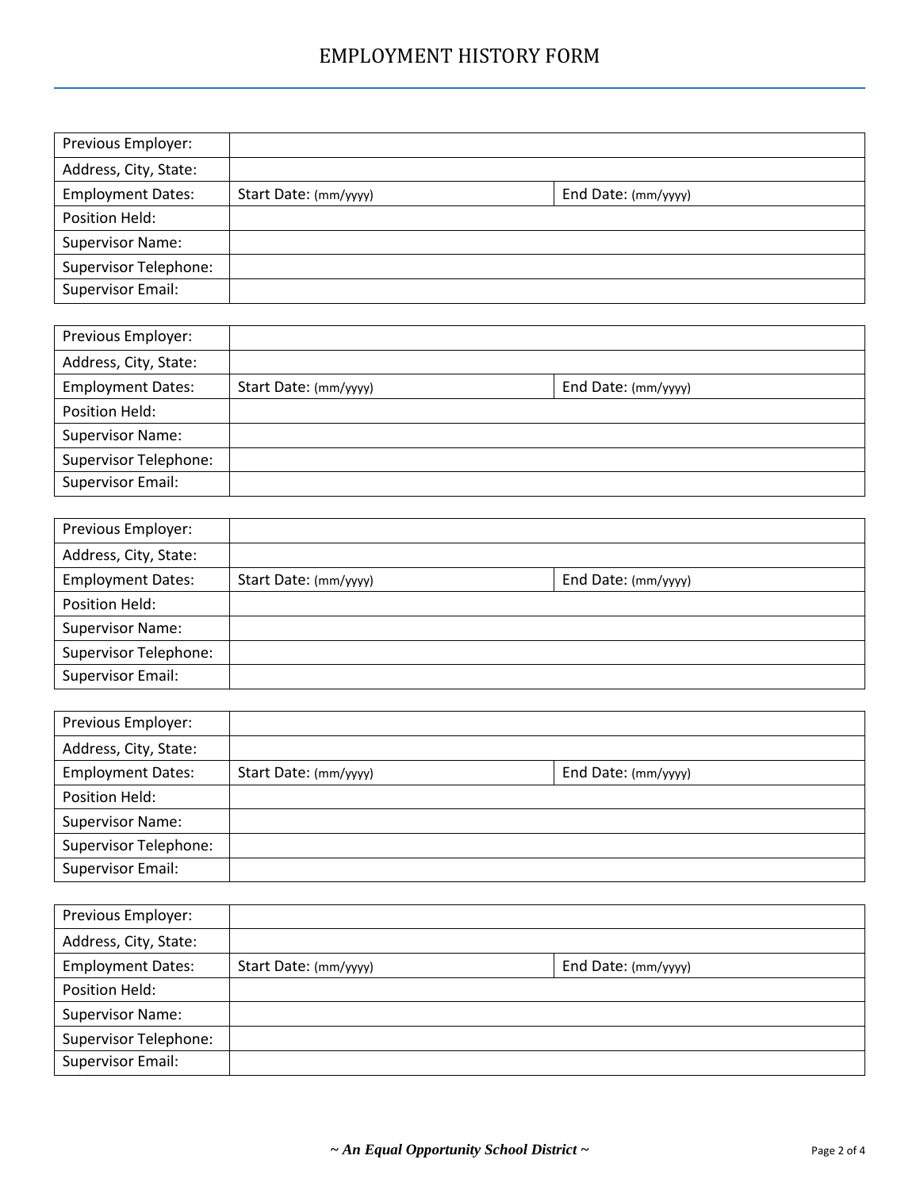# EMPLOYMENT HISTORY FORM

| Previous Employer: | | |
|---|---|---|
| Address, City, State: | | |
| Employment Dates: | Start Date: (mm/yyyy) | End Date: (mm/yyyy) |
| Position Held: | | |
| Supervisor Name: | | |
| Supervisor Telephone: | | |
| Supervisor Email: | | |

| Previous Employer: | | |
|---|---|---|
| Address, City, State: | | |
| Employment Dates: | Start Date: (mm/yyyy) | End Date: (mm/yyyy) |
| Position Held: | | |
| Supervisor Name: | | |
| Supervisor Telephone: | | |
| Supervisor Email: | | |

| Previous Employer: | | |
|---|---|---|
| Address, City, State: | | |
| Employment Dates: | Start Date: (mm/yyyy) | End Date: (mm/yyyy) |
| Position Held: | | |
| Supervisor Name: | | |
| Supervisor Telephone: | | |
| Supervisor Email: | | |

| Previous Employer: | | |
|---|---|---|
| Address, City, State: | | |
| Employment Dates: | Start Date: (mm/yyyy) | End Date: (mm/yyyy) |
| Position Held: | | |
| Supervisor Name: | | |
| Supervisor Telephone: | | |
| Supervisor Email: | | |

| Previous Employer: | | |
|---|---|---|
| Address, City, State: | | |
| Employment Dates: | Start Date: (mm/yyyy) | End Date: (mm/yyyy) |
| Position Held: | | |
| Supervisor Name: | | |
| Supervisor Telephone: | | |
| Supervisor Email: | | |

***~ An Equal Opportunity School District ~***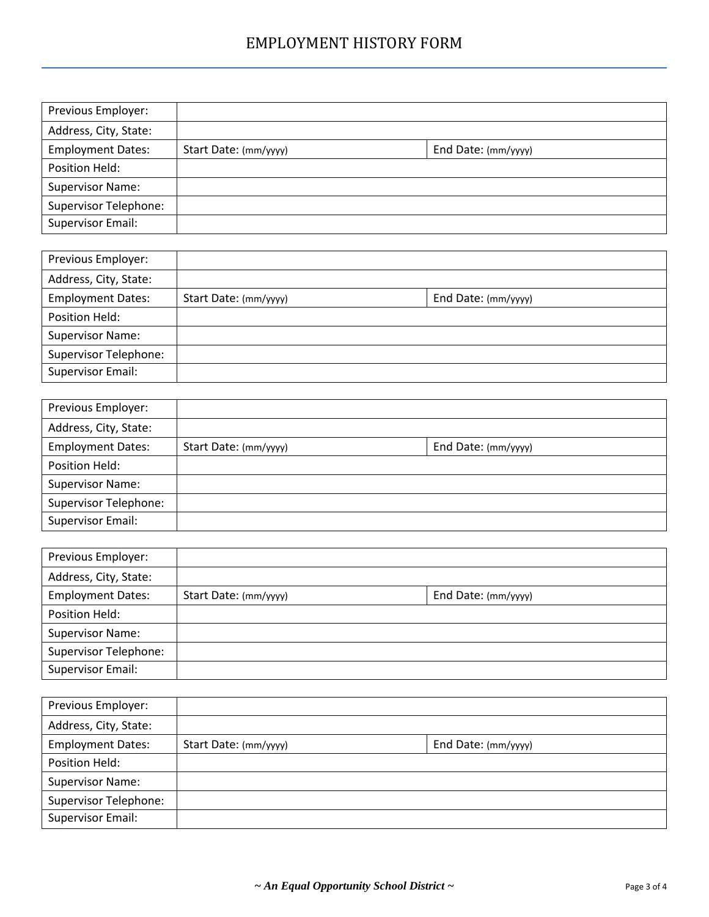# EMPLOYMENT HISTORY FORM

| | | |
|---|---|---|
| Previous Employer: | | |
| Address, City, State: | | |
| Employment Dates: | Start Date: (mm/yyyy) | End Date: (mm/yyyy) |
| Position Held: | | |
| Supervisor Name: | | |
| Supervisor Telephone: | | |
| Supervisor Email: | | |

| | | |
|---|---|---|
| Previous Employer: | | |
| Address, City, State: | | |
| Employment Dates: | Start Date: (mm/yyyy) | End Date: (mm/yyyy) |
| Position Held: | | |
| Supervisor Name: | | |
| Supervisor Telephone: | | |
| Supervisor Email: | | |

| | | |
|---|---|---|
| Previous Employer: | | |
| Address, City, State: | | |
| Employment Dates: | Start Date: (mm/yyyy) | End Date: (mm/yyyy) |
| Position Held: | | |
| Supervisor Name: | | |
| Supervisor Telephone: | | |
| Supervisor Email: | | |

| | | |
|---|---|---|
| Previous Employer: | | |
| Address, City, State: | | |
| Employment Dates: | Start Date: (mm/yyyy) | End Date: (mm/yyyy) |
| Position Held: | | |
| Supervisor Name: | | |
| Supervisor Telephone: | | |
| Supervisor Email: | | |

| | | |
|---|---|---|
| Previous Employer: | | |
| Address, City, State: | | |
| Employment Dates: | Start Date: (mm/yyyy) | End Date: (mm/yyyy) |
| Position Held: | | |
| Supervisor Name: | | |
| Supervisor Telephone: | | |
| Supervisor Email: | | |

***~ An Equal Opportunity School District ~***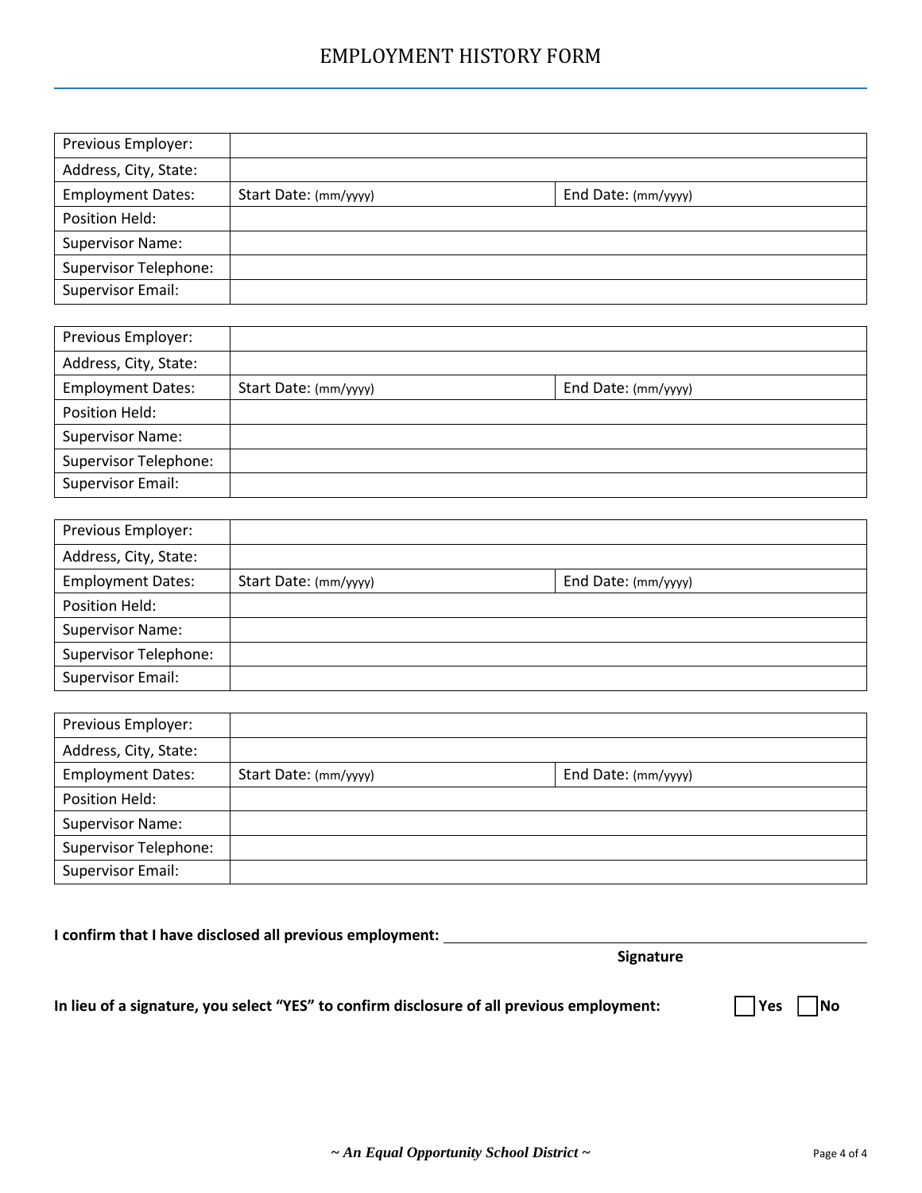# EMPLOYMENT HISTORY FORM

| | | |
|---|---|---|
| Previous Employer: | | |
| Address, City, State: | | |
| Employment Dates: | Start Date: (mm/yyyy) | End Date: (mm/yyyy) |
| Position Held: | | |
| Supervisor Name: | | |
| Supervisor Telephone: | | |
| Supervisor Email: | | |

| | | |
|---|---|---|
| Previous Employer: | | |
| Address, City, State: | | |
| Employment Dates: | Start Date: (mm/yyyy) | End Date: (mm/yyyy) |
| Position Held: | | |
| Supervisor Name: | | |
| Supervisor Telephone: | | |
| Supervisor Email: | | |

| | | |
|---|---|---|
| Previous Employer: | | |
| Address, City, State: | | |
| Employment Dates: | Start Date: (mm/yyyy) | End Date: (mm/yyyy) |
| Position Held: | | |
| Supervisor Name: | | |
| Supervisor Telephone: | | |
| Supervisor Email: | | |

| | | |
|---|---|---|
| Previous Employer: | | |
| Address, City, State: | | |
| Employment Dates: | Start Date: (mm/yyyy) | End Date: (mm/yyyy) |
| Position Held: | | |
| Supervisor Name: | | |
| Supervisor Telephone: | | |
| Supervisor Email: | | |

**I confirm that I have disclosed all previous employment:** ______________________________

**Signature**

**In lieu of a signature, you select "YES" to confirm disclosure of all previous employment:** ☐ **Yes** ☐ **No**

***~ An Equal Opportunity School District ~***